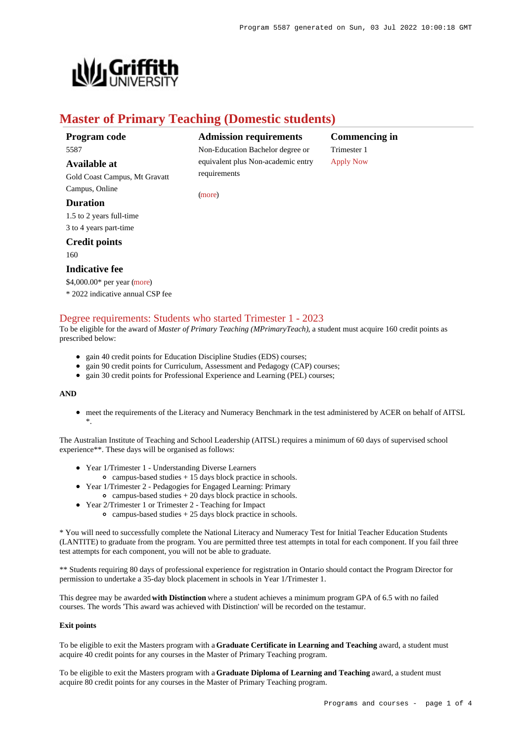# Master of Primary Teaching (Domestic students)

**Program code**
5587

**Available at**
Gold Coast Campus, Mt Gravatt Campus, Online

**Duration**
1.5 to 2 years full-time
3 to 4 years part-time

**Credit points**
160

**Indicative fee**
$4,000.00* per year (more)
* 2022 indicative annual CSP fee

**Admission requirements**
Non-Education Bachelor degree or equivalent plus Non-academic entry requirements

(more)

**Commencing in**
Trimester 1
Apply Now

## Degree requirements: Students who started Trimester 1 - 2023

To be eligible for the award of *Master of Primary Teaching (MPrimaryTeach)*, a student must acquire 160 credit points as prescribed below:

- gain 40 credit points for Education Discipline Studies (EDS) courses;
- gain 90 credit points for Curriculum, Assessment and Pedagogy (CAP) courses;
- gain 30 credit points for Professional Experience and Learning (PEL) courses;

**AND**

- meet the requirements of the Literacy and Numeracy Benchmark in the test administered by ACER on behalf of AITSL *.

The Australian Institute of Teaching and School Leadership (AITSL) requires a minimum of 60 days of supervised school experience**. These days will be organised as follows:

- Year 1/Trimester 1 - Understanding Diverse Learners
  - campus-based studies + 15 days block practice in schools.
- Year 1/Trimester 2 - Pedagogies for Engaged Learning: Primary
  - campus-based studies + 20 days block practice in schools.
- Year 2/Trimester 1 or Trimester 2 - Teaching for Impact
  - campus-based studies + 25 days block practice in schools.

* You will need to successfully complete the National Literacy and Numeracy Test for Initial Teacher Education Students (LANTITE) to graduate from the program. You are permitted three test attempts in total for each component. If you fail three test attempts for each component, you will not be able to graduate.

** Students requiring 80 days of professional experience for registration in Ontario should contact the Program Director for permission to undertake a 35-day block placement in schools in Year 1/Trimester 1.

This degree may be awarded **with Distinction** where a student achieves a minimum program GPA of 6.5 with no failed courses. The words 'This award was achieved with Distinction' will be recorded on the testamur.

**Exit points**

To be eligible to exit the Masters program with a **Graduate Certificate in Learning and Teaching** award, a student must acquire 40 credit points for any courses in the Master of Primary Teaching program.

To be eligible to exit the Masters program with a **Graduate Diploma of Learning and Teaching** award, a student must acquire 80 credit points for any courses in the Master of Primary Teaching program.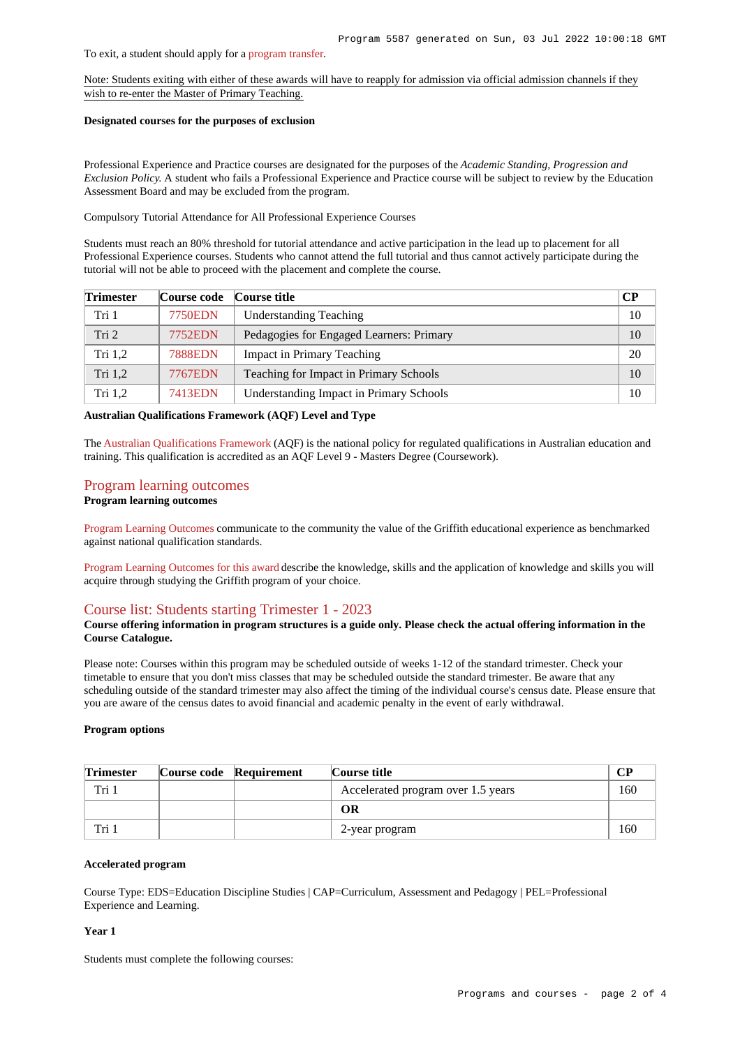To exit, a student should apply for a program transfer.

Note: Students exiting with either of these awards will have to reapply for admission via official admission channels if they wish to re-enter the Master of Primary Teaching.

**Designated courses for the purposes of exclusion**

Professional Experience and Practice courses are designated for the purposes of the *Academic Standing, Progression and Exclusion Policy.* A student who fails a Professional Experience and Practice course will be subject to review by the Education Assessment Board and may be excluded from the program.

Compulsory Tutorial Attendance for All Professional Experience Courses

Students must reach an 80% threshold for tutorial attendance and active participation in the lead up to placement for all Professional Experience courses. Students who cannot attend the full tutorial and thus cannot actively participate during the tutorial will not be able to proceed with the placement and complete the course.

| Trimester | Course code | Course title | CP |
|---|---|---|---|
| Tri 1 | 7750EDN | Understanding Teaching | 10 |
| Tri 2 | 7752EDN | Pedagogies for Engaged Learners: Primary | 10 |
| Tri 1,2 | 7888EDN | Impact in Primary Teaching | 20 |
| Tri 1,2 | 7767EDN | Teaching for Impact in Primary Schools | 10 |
| Tri 1,2 | 7413EDN | Understanding Impact in Primary Schools | 10 |

**Australian Qualifications Framework (AQF) Level and Type**

The Australian Qualifications Framework (AQF) is the national policy for regulated qualifications in Australian education and training. This qualification is accredited as an AQF Level 9 - Masters Degree (Coursework).

## Program learning outcomes

**Program learning outcomes**

Program Learning Outcomes communicate to the community the value of the Griffith educational experience as benchmarked against national qualification standards.

Program Learning Outcomes for this award describe the knowledge, skills and the application of knowledge and skills you will acquire through studying the Griffith program of your choice.

## Course list: Students starting Trimester 1 - 2023

**Course offering information in program structures is a guide only. Please check the actual offering information in the Course Catalogue.**

Please note: Courses within this program may be scheduled outside of weeks 1-12 of the standard trimester. Check your timetable to ensure that you don't miss classes that may be scheduled outside the standard trimester. Be aware that any scheduling outside of the standard trimester may also affect the timing of the individual course's census date. Please ensure that you are aware of the census dates to avoid financial and academic penalty in the event of early withdrawal.

**Program options**

| Trimester | Course code | Requirement | Course title | CP |
|---|---|---|---|---|
| Tri 1 | | | Accelerated program over 1.5 years | 160 |
| | | | **OR** | |
| Tri 1 | | | 2-year program | 160 |

**Accelerated program**

Course Type: EDS=Education Discipline Studies | CAP=Curriculum, Assessment and Pedagogy | PEL=Professional Experience and Learning.

**Year 1**

Students must complete the following courses: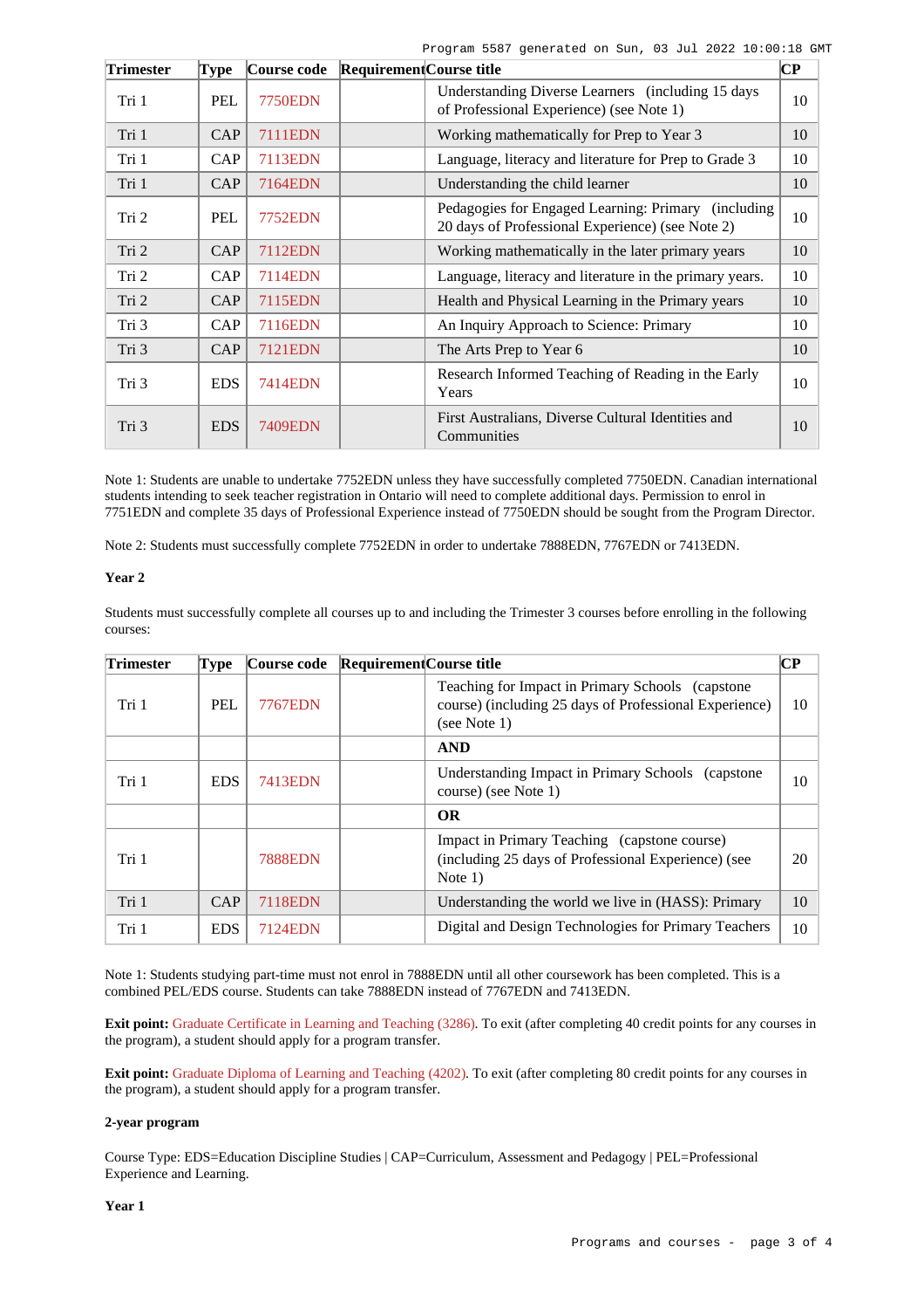| Trimester | Type | Course code | Requirement | Course title | CP |
|---|---|---|---|---|---|
| Tri 1 | PEL | 7750EDN | | Understanding Diverse Learners (including 15 days of Professional Experience) (see Note 1) | 10 |
| Tri 1 | CAP | 7111EDN | | Working mathematically for Prep to Year 3 | 10 |
| Tri 1 | CAP | 7113EDN | | Language, literacy and literature for Prep to Grade 3 | 10 |
| Tri 1 | CAP | 7164EDN | | Understanding the child learner | 10 |
| Tri 2 | PEL | 7752EDN | | Pedagogies for Engaged Learning: Primary (including 20 days of Professional Experience) (see Note 2) | 10 |
| Tri 2 | CAP | 7112EDN | | Working mathematically in the later primary years | 10 |
| Tri 2 | CAP | 7114EDN | | Language, literacy and literature in the primary years. | 10 |
| Tri 2 | CAP | 7115EDN | | Health and Physical Learning in the Primary years | 10 |
| Tri 3 | CAP | 7116EDN | | An Inquiry Approach to Science: Primary | 10 |
| Tri 3 | CAP | 7121EDN | | The Arts Prep to Year 6 | 10 |
| Tri 3 | EDS | 7414EDN | | Research Informed Teaching of Reading in the Early Years | 10 |
| Tri 3 | EDS | 7409EDN | | First Australians, Diverse Cultural Identities and Communities | 10 |

Note 1: Students are unable to undertake 7752EDN unless they have successfully completed 7750EDN. Canadian international students intending to seek teacher registration in Ontario will need to complete additional days. Permission to enrol in 7751EDN and complete 35 days of Professional Experience instead of 7750EDN should be sought from the Program Director.

Note 2: Students must successfully complete 7752EDN in order to undertake 7888EDN, 7767EDN or 7413EDN.

**Year 2**

Students must successfully complete all courses up to and including the Trimester 3 courses before enrolling in the following courses:

| Trimester | Type | Course code | Requirement | Course title | CP |
|---|---|---|---|---|---|
| Tri 1 | PEL | 7767EDN | | Teaching for Impact in Primary Schools (capstone course) (including 25 days of Professional Experience) (see Note 1) | 10 |
| | | | | **AND** | |
| Tri 1 | EDS | 7413EDN | | Understanding Impact in Primary Schools (capstone course) (see Note 1) | 10 |
| | | | | **OR** | |
| Tri 1 | | 7888EDN | | Impact in Primary Teaching (capstone course) (including 25 days of Professional Experience) (see Note 1) | 20 |
| Tri 1 | CAP | 7118EDN | | Understanding the world we live in (HASS): Primary | 10 |
| Tri 1 | EDS | 7124EDN | | Digital and Design Technologies for Primary Teachers | 10 |

Note 1: Students studying part-time must not enrol in 7888EDN until all other coursework has been completed. This is a combined PEL/EDS course. Students can take 7888EDN instead of 7767EDN and 7413EDN.

**Exit point:** Graduate Certificate in Learning and Teaching (3286). To exit (after completing 40 credit points for any courses in the program), a student should apply for a program transfer.

**Exit point:** Graduate Diploma of Learning and Teaching (4202). To exit (after completing 80 credit points for any courses in the program), a student should apply for a program transfer.

**2-year program**

Course Type: EDS=Education Discipline Studies | CAP=Curriculum, Assessment and Pedagogy | PEL=Professional Experience and Learning.

**Year 1**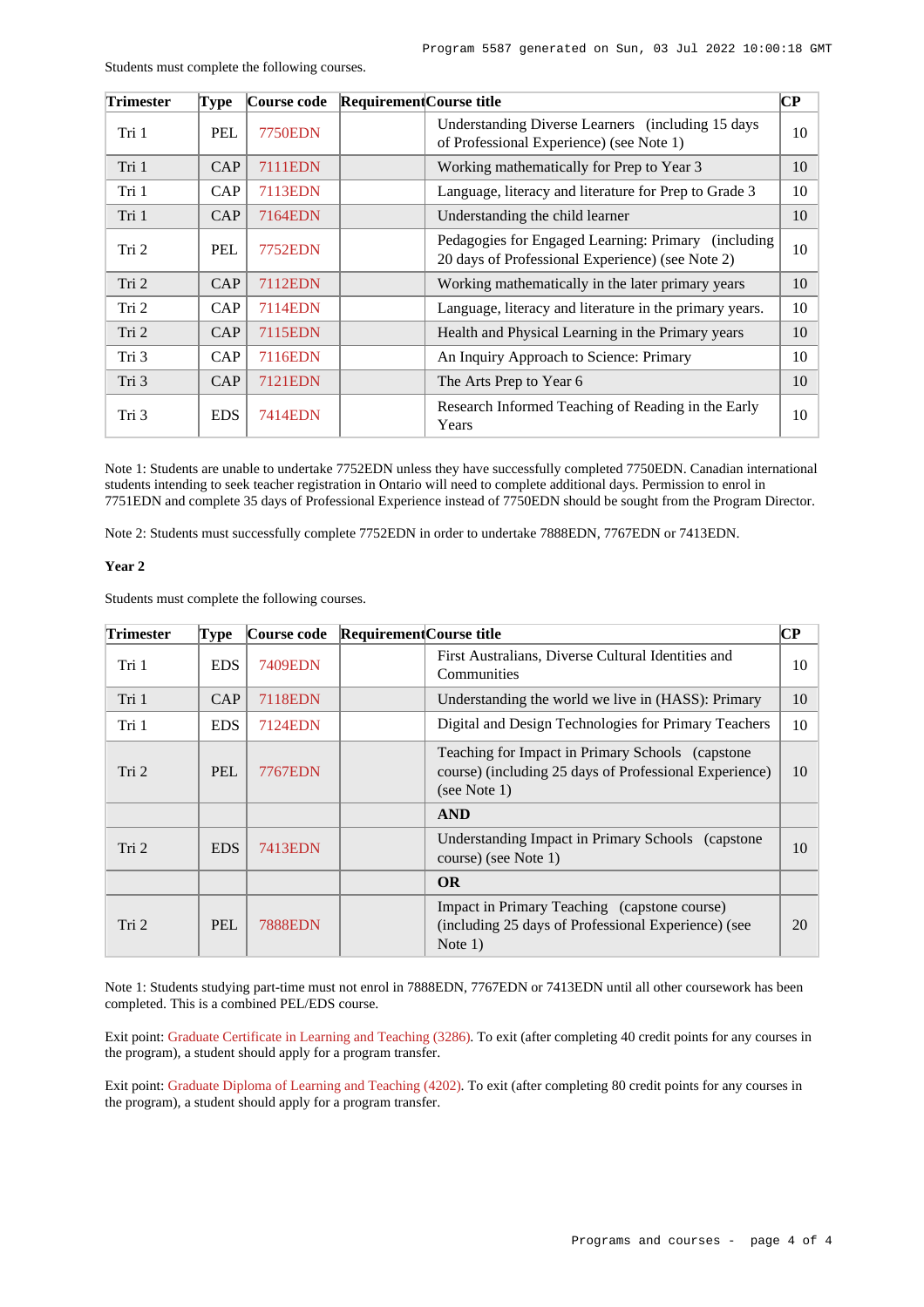Students must complete the following courses.

| Trimester | Type | Course code | Requirement | Course title | CP |
|---|---|---|---|---|---|
| Tri 1 | PEL | 7750EDN | | Understanding Diverse Learners (including 15 days of Professional Experience) (see Note 1) | 10 |
| Tri 1 | CAP | 7111EDN | | Working mathematically for Prep to Year 3 | 10 |
| Tri 1 | CAP | 7113EDN | | Language, literacy and literature for Prep to Grade 3 | 10 |
| Tri 1 | CAP | 7164EDN | | Understanding the child learner | 10 |
| Tri 2 | PEL | 7752EDN | | Pedagogies for Engaged Learning: Primary (including 20 days of Professional Experience) (see Note 2) | 10 |
| Tri 2 | CAP | 7112EDN | | Working mathematically in the later primary years | 10 |
| Tri 2 | CAP | 7114EDN | | Language, literacy and literature in the primary years. | 10 |
| Tri 2 | CAP | 7115EDN | | Health and Physical Learning in the Primary years | 10 |
| Tri 3 | CAP | 7116EDN | | An Inquiry Approach to Science: Primary | 10 |
| Tri 3 | CAP | 7121EDN | | The Arts Prep to Year 6 | 10 |
| Tri 3 | EDS | 7414EDN | | Research Informed Teaching of Reading in the Early Years | 10 |

Note 1: Students are unable to undertake 7752EDN unless they have successfully completed 7750EDN. Canadian international students intending to seek teacher registration in Ontario will need to complete additional days. Permission to enrol in 7751EDN and complete 35 days of Professional Experience instead of 7750EDN should be sought from the Program Director.

Note 2: Students must successfully complete 7752EDN in order to undertake 7888EDN, 7767EDN or 7413EDN.

**Year 2**

Students must complete the following courses.

| Trimester | Type | Course code | Requirement | Course title | CP |
|---|---|---|---|---|---|
| Tri 1 | EDS | 7409EDN | | First Australians, Diverse Cultural Identities and Communities | 10 |
| Tri 1 | CAP | 7118EDN | | Understanding the world we live in (HASS): Primary | 10 |
| Tri 1 | EDS | 7124EDN | | Digital and Design Technologies for Primary Teachers | 10 |
| Tri 2 | PEL | 7767EDN | | Teaching for Impact in Primary Schools (capstone course) (including 25 days of Professional Experience) (see Note 1) | 10 |
| | | | | **AND** | |
| Tri 2 | EDS | 7413EDN | | Understanding Impact in Primary Schools (capstone course) (see Note 1) | 10 |
| | | | | **OR** | |
| Tri 2 | PEL | 7888EDN | | Impact in Primary Teaching (capstone course) (including 25 days of Professional Experience) (see Note 1) | 20 |

Note 1: Students studying part-time must not enrol in 7888EDN, 7767EDN or 7413EDN until all other coursework has been completed. This is a combined PEL/EDS course.

Exit point: Graduate Certificate in Learning and Teaching (3286). To exit (after completing 40 credit points for any courses in the program), a student should apply for a program transfer.

Exit point: Graduate Diploma of Learning and Teaching (4202). To exit (after completing 80 credit points for any courses in the program), a student should apply for a program transfer.